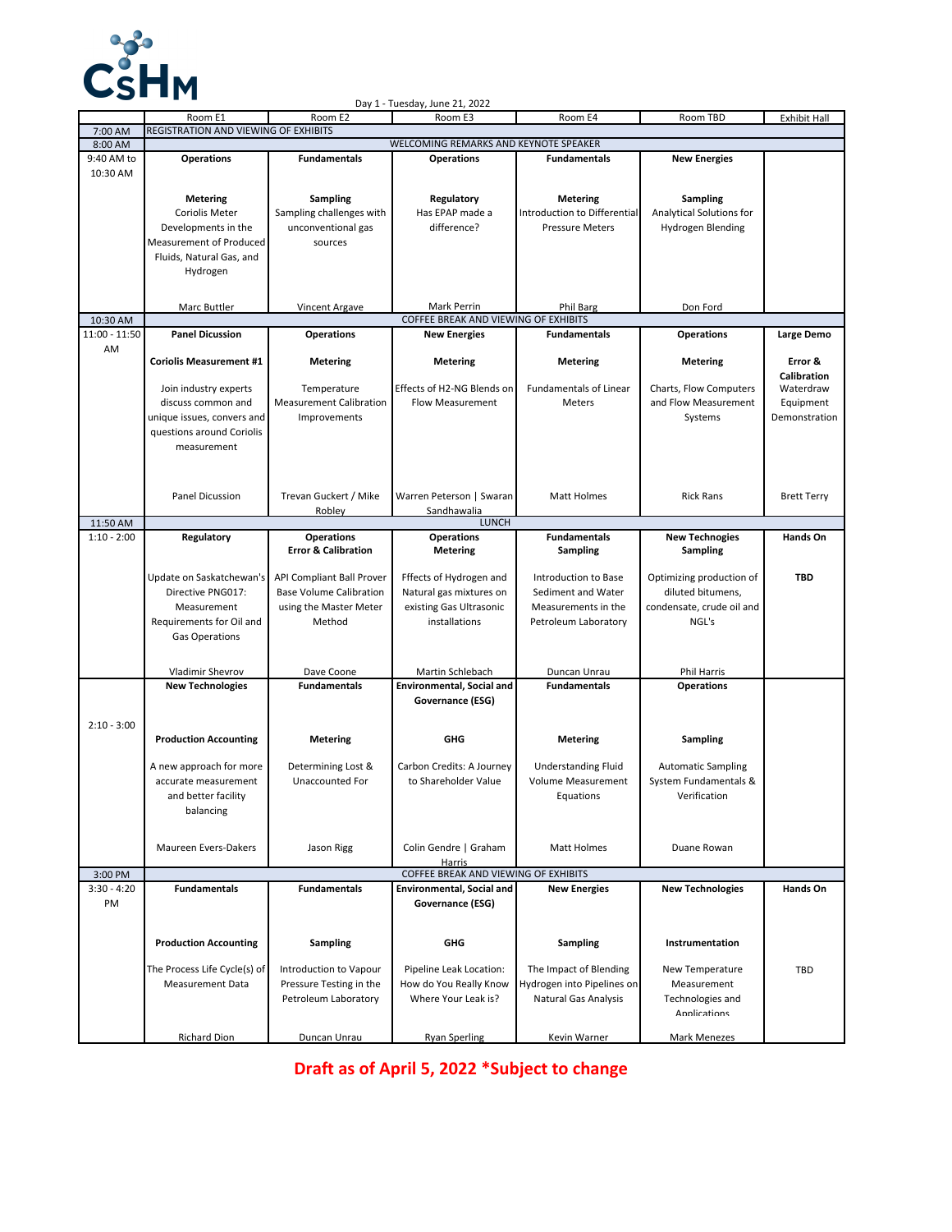CSHM

Day 1 - Tuesday, June 21, 2022

| | Room E1 | Room E2 | Room E3 | Room E4 | Room TBD | Exhibit Hall |
|---|---|---|---|---|---|---|
| 7:00 AM | REGISTRATION AND VIEWING OF EXHIBITS | | | | | |
| 8:00 AM | WELCOMING REMARKS AND KEYNOTE SPEAKER | | | | | |
| 9:40 AM to 10:30 AM | **Operations**<br><br>**Metering**<br>Coriolis Meter Developments in the Measurement of Produced Fluids, Natural Gas, and Hydrogen<br><br>Marc Buttler | **Fundamentals**<br><br>**Sampling**<br>Sampling challenges with unconventional gas sources<br><br>Vincent Argave | **Operations**<br><br>**Regulatory**<br>Has EPAP made a difference?<br><br>Mark Perrin | **Fundamentals**<br><br>**Metering**<br>Introduction to Differential Pressure Meters<br><br>Phil Barg | **New Energies**<br><br>**Sampling**<br>Analytical Solutions for Hydrogen Blending<br><br>Don Ford | |
| 10:30 AM | COFFEE BREAK AND VIEWING OF EXHIBITS | | | | | |
| 11:00 - 11:50 AM | **Panel Dicussion**<br><br>**Coriolis Measurement #1**<br><br>Join industry experts discuss common and unique issues, convers and questions around Coriolis measurement<br><br>Panel Dicussion | **Operations**<br><br>**Metering**<br><br>Temperature Measurement Calibration Improvements<br><br>Trevan Guckert / Mike Robley | **New Energies**<br><br>**Metering**<br><br>Effects of H2-NG Blends on Flow Measurement<br><br>Warren Peterson \| Swaran Sandhawalia | **Fundamentals**<br><br>**Metering**<br><br>Fundamentals of Linear Meters<br><br>Matt Holmes | **Operations**<br><br>**Metering**<br><br>Charts, Flow Computers and Flow Measurement Systems<br><br>Rick Rans | **Large Demo**<br><br>**Error & Calibration**<br>Waterdraw Equipment Demonstration<br><br>Brett Terry |
| 11:50 AM | LUNCH | | | | | |
| 1:10 - 2:00 | **Regulatory**<br><br>Update on Saskatchewan's Directive PNG017: Measurement Requirements for Oil and Gas Operations<br><br>Vladimir Shevrov | **Operations**<br>**Error & Calibration**<br><br>API Compliant Ball Prover Base Volume Calibration using the Master Meter Method<br><br>Dave Coone | **Operations**<br>**Metering**<br><br>Fffects of Hydrogen and Natural gas mixtures on existing Gas Ultrasonic installations<br><br>Martin Schlebach | **Fundamentals**<br>**Sampling**<br><br>Introduction to Base Sediment and Water Measurements in the Petroleum Laboratory<br><br>Duncan Unrau | **New Technogies**<br>**Sampling**<br><br>Optimizing production of diluted bitumens, condensate, crude oil and NGL's<br><br>Phil Harris | **Hands On**<br><br>**TBD** |
| 2:10 - 3:00 | **New Technologies**<br><br>**Production Accounting**<br><br>A new approach for more accurate measurement and better facility balancing<br><br>Maureen Evers-Dakers | **Fundamentals**<br><br>**Metering**<br><br>Determining Lost & Unaccounted For<br><br>Jason Rigg | **Environmental, Social and Governance (ESG)**<br><br>**GHG**<br><br>Carbon Credits: A Journey to Shareholder Value<br><br>Colin Gendre \| Graham Harris | **Fundamentals**<br><br>**Metering**<br><br>Understanding Fluid Volume Measurement Equations<br><br>Matt Holmes | **Operations**<br><br>**Sampling**<br><br>Automatic Sampling System Fundamentals & Verification<br><br>Duane Rowan | |
| 3:00 PM | COFFEE BREAK AND VIEWING OF EXHIBITS | | | | | |
| 3:30 - 4:20 PM | **Fundamentals**<br><br>**Production Accounting**<br><br>The Process Life Cycle(s) of Measurement Data<br><br>Richard Dion | **Fundamentals**<br><br>**Sampling**<br><br>Introduction to Vapour Pressure Testing in the Petroleum Laboratory<br><br>Duncan Unrau | **Environmental, Social and Governance (ESG)**<br><br>**GHG**<br><br>Pipeline Leak Location: How do You Really Know Where Your Leak is?<br><br>Ryan Sperling | **New Energies**<br><br>**Sampling**<br><br>The Impact of Blending Hydrogen into Pipelines on Natural Gas Analysis<br><br>Kevin Warner | **New Technologies**<br><br>**Instrumentation**<br><br>New Temperature Measurement Technologies and Applications<br><br>Mark Menezes | **Hands On**<br><br>TBD |

**Draft as of April 5, 2022 *Subject to change**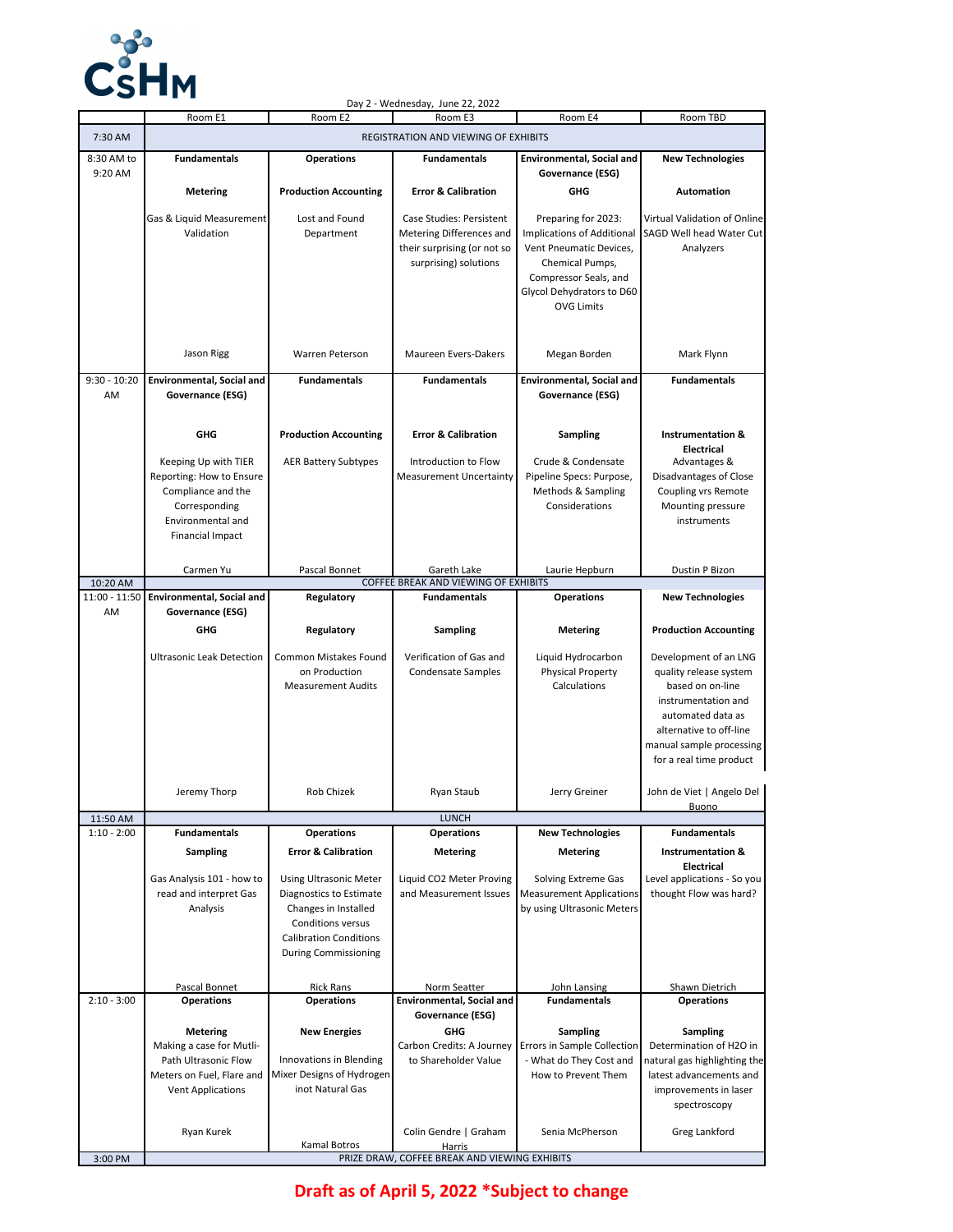CSHM

Day 2 - Wednesday, June 22, 2022

| | Room E1 | Room E2 | Room E3 | Room E4 | Room TBD |
|---|---|---|---|---|---|
| 7:30 AM | REGISTRATION AND VIEWING OF EXHIBITS | | | | |
| 8:30 AM to 9:20 AM | **Fundamentals**<br><br>**Metering**<br><br>Gas & Liquid Measurement Validation<br><br>Jason Rigg | **Operations**<br><br>**Production Accounting**<br><br>Lost and Found Department<br><br>Warren Peterson | **Fundamentals**<br><br>**Error & Calibration**<br><br>Case Studies: Persistent Metering Differences and their surprising (or not so surprising) solutions<br><br>Maureen Evers-Dakers | **Environmental, Social and Governance (ESG)**<br><br>**GHG**<br><br>Preparing for 2023: Implications of Additional Vent Pneumatic Devices, Chemical Pumps, Compressor Seals, and Glycol Dehydrators to D60 OVG Limits<br><br>Megan Borden | **New Technologies**<br><br>**Automation**<br><br>Virtual Validation of Online SAGD Well head Water Cut Analyzers<br><br>Mark Flynn |
| 9:30 - 10:20 AM | **Environmental, Social and Governance (ESG)**<br><br>**GHG**<br><br>Keeping Up with TIER Reporting: How to Ensure Compliance and the Corresponding Environmental and Financial Impact<br><br>Carmen Yu | **Fundamentals**<br><br>**Production Accounting**<br><br>AER Battery Subtypes<br><br>Pascal Bonnet | **Fundamentals**<br><br>**Error & Calibration**<br><br>Introduction to Flow Measurement Uncertainty<br><br>Gareth Lake | **Environmental, Social and Governance (ESG)**<br><br>**Sampling**<br><br>Crude & Condensate Pipeline Specs: Purpose, Methods & Sampling Considerations<br><br>Laurie Hepburn | **Fundamentals**<br><br>**Instrumentation & Electrical**<br><br>Advantages & Disadvantages of Close Coupling vrs Remote Mounting pressure instruments<br><br>Dustin P Bizon |
| 10:20 AM | COFFEE BREAK AND VIEWING OF EXHIBITS | | | | |
| 11:00 - 11:50 AM | **Environmental, Social and Governance (ESG)**<br><br>**GHG**<br><br>Ultrasonic Leak Detection<br><br>Jeremy Thorp | **Regulatory**<br><br>**Regulatory**<br><br>Common Mistakes Found on Production Measurement Audits<br><br>Rob Chizek | **Fundamentals**<br><br>**Sampling**<br><br>Verification of Gas and Condensate Samples<br><br>Ryan Staub | **Operations**<br><br>**Metering**<br><br>Liquid Hydrocarbon Physical Property Calculations<br><br>Jerry Greiner | **New Technologies**<br><br>**Production Accounting**<br><br>Development of an LNG quality release system based on on-line instrumentation and automated data as alternative to off-line manual sample processing for a real time product<br><br>John de Viet \| Angelo Del Buono |
| 11:50 AM | LUNCH | | | | |
| 1:10 - 2:00 | **Fundamentals**<br><br>**Sampling**<br><br>Gas Analysis 101 - how to read and interpret Gas Analysis<br><br>Pascal Bonnet | **Operations**<br><br>**Error & Calibration**<br><br>Using Ultrasonic Meter Diagnostics to Estimate Changes in Installed Conditions versus Calibration Conditions During Commissioning<br><br>Rick Rans | **Operations**<br><br>**Metering**<br><br>Liquid CO2 Meter Proving and Measurement Issues<br><br>Norm Seatter | **New Technologies**<br><br>**Metering**<br><br>Solving Extreme Gas Measurement Applications by using Ultrasonic Meters<br><br>John Lansing | **Fundamentals**<br><br>**Instrumentation & Electrical**<br><br>Level applications - So you thought Flow was hard?<br><br>Shawn Dietrich |
| 2:10 - 3:00 | **Operations**<br><br>**Metering**<br><br>Making a case for Mutli-Path Ultrasonic Flow Meters on Fuel, Flare and Vent Applications<br><br>Ryan Kurek | **Operations**<br><br>**New Energies**<br><br>Innovations in Blending Mixer Designs of Hydrogen inot Natural Gas<br><br>Kamal Botros | **Environmental, Social and Governance (ESG)**<br><br>**GHG**<br><br>Carbon Credits: A Journey to Shareholder Value<br><br>Colin Gendre \| Graham Harris | **Fundamentals**<br><br>**Sampling**<br><br>Errors in Sample Collection - What do They Cost and How to Prevent Them<br><br>Senia McPherson | **Operations**<br><br>**Sampling**<br><br>Determination of H2O in natural gas highlighting the latest advancements and improvements in laser spectroscopy<br><br>Greg Lankford |
| 3:00 PM | PRIZE DRAW, COFFEE BREAK AND VIEWING EXHIBITS | | | | |

**Draft as of April 5, 2022 *Subject to change**